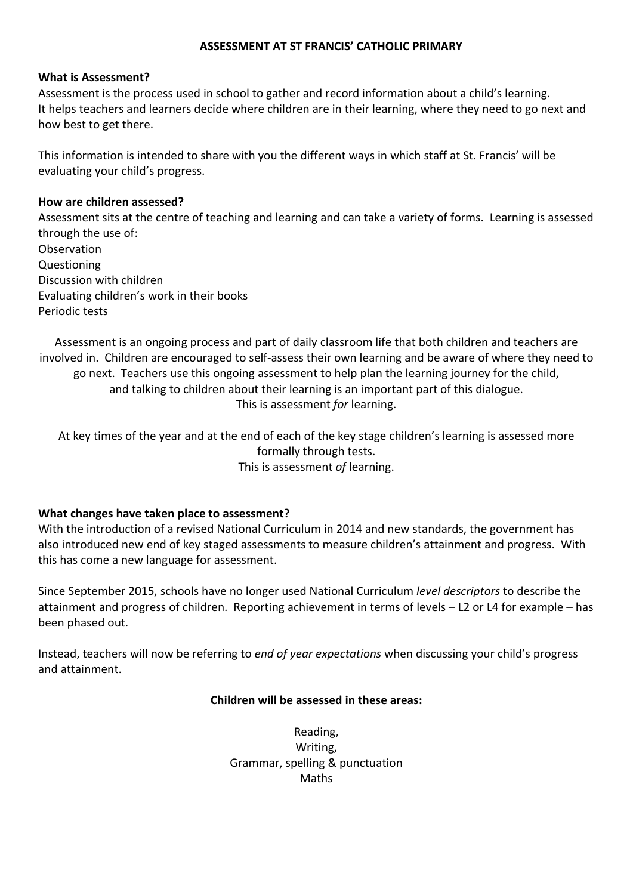# ASSESSMENT AT ST FRANCIS' CATHOLIC PRIMARY

**What is Assessment?**

Assessment is the process used in school to gather and record information about a child's learning. It helps teachers and learners decide where children are in their learning, where they need to go next and how best to get there.

This information is intended to share with you the different ways in which staff at St. Francis' will be evaluating your child's progress.

**How are children assessed?**

Assessment sits at the centre of teaching and learning and can take a variety of forms. Learning is assessed through the use of:

Observation
Questioning
Discussion with children
Evaluating children's work in their books
Periodic tests

Assessment is an ongoing process and part of daily classroom life that both children and teachers are involved in. Children are encouraged to self-assess their own learning and be aware of where they need to go next. Teachers use this ongoing assessment to help plan the learning journey for the child, and talking to children about their learning is an important part of this dialogue.
This is assessment *for* learning.

At key times of the year and at the end of each of the key stage children's learning is assessed more formally through tests.
This is assessment *of* learning.

**What changes have taken place to assessment?**

With the introduction of a revised National Curriculum in 2014 and new standards, the government has also introduced new end of key staged assessments to measure children's attainment and progress. With this has come a new language for assessment.

Since September 2015, schools have no longer used National Curriculum *level descriptors* to describe the attainment and progress of children. Reporting achievement in terms of levels – L2 or L4 for example – has been phased out.

Instead, teachers will now be referring to *end of year expectations* when discussing your child's progress and attainment.

**Children will be assessed in these areas:**

Reading,
Writing,
Grammar, spelling & punctuation
Maths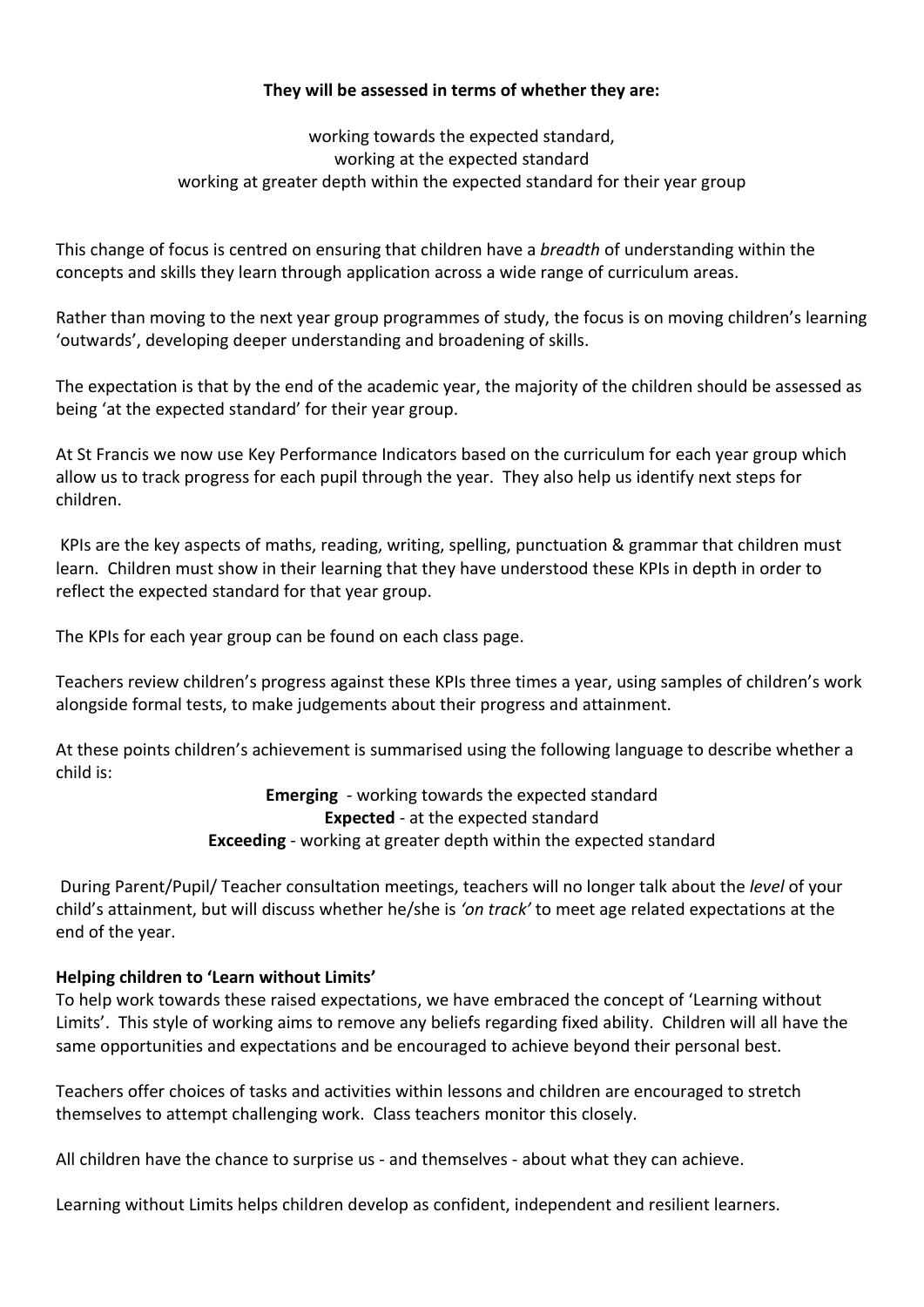**They will be assessed in terms of whether they are:**

working towards the expected standard,
working at the expected standard
working at greater depth within the expected standard for their year group

This change of focus is centred on ensuring that children have a *breadth* of understanding within the concepts and skills they learn through application across a wide range of curriculum areas.

Rather than moving to the next year group programmes of study, the focus is on moving children's learning 'outwards', developing deeper understanding and broadening of skills.

The expectation is that by the end of the academic year, the majority of the children should be assessed as being 'at the expected standard' for their year group.

At St Francis we now use Key Performance Indicators based on the curriculum for each year group which allow us to track progress for each pupil through the year. They also help us identify next steps for children.

KPIs are the key aspects of maths, reading, writing, spelling, punctuation & grammar that children must learn. Children must show in their learning that they have understood these KPIs in depth in order to reflect the expected standard for that year group.

The KPIs for each year group can be found on each class page.

Teachers review children's progress against these KPIs three times a year, using samples of children's work alongside formal tests, to make judgements about their progress and attainment.

At these points children's achievement is summarised using the following language to describe whether a child is:

**Emerging** - working towards the expected standard
**Expected** - at the expected standard
**Exceeding** - working at greater depth within the expected standard

During Parent/Pupil/ Teacher consultation meetings, teachers will no longer talk about the *level* of your child's attainment, but will discuss whether he/she is *'on track'* to meet age related expectations at the end of the year.

**Helping children to 'Learn without Limits'**

To help work towards these raised expectations, we have embraced the concept of 'Learning without Limits'. This style of working aims to remove any beliefs regarding fixed ability. Children will all have the same opportunities and expectations and be encouraged to achieve beyond their personal best.

Teachers offer choices of tasks and activities within lessons and children are encouraged to stretch themselves to attempt challenging work. Class teachers monitor this closely.

All children have the chance to surprise us - and themselves - about what they can achieve.

Learning without Limits helps children develop as confident, independent and resilient learners.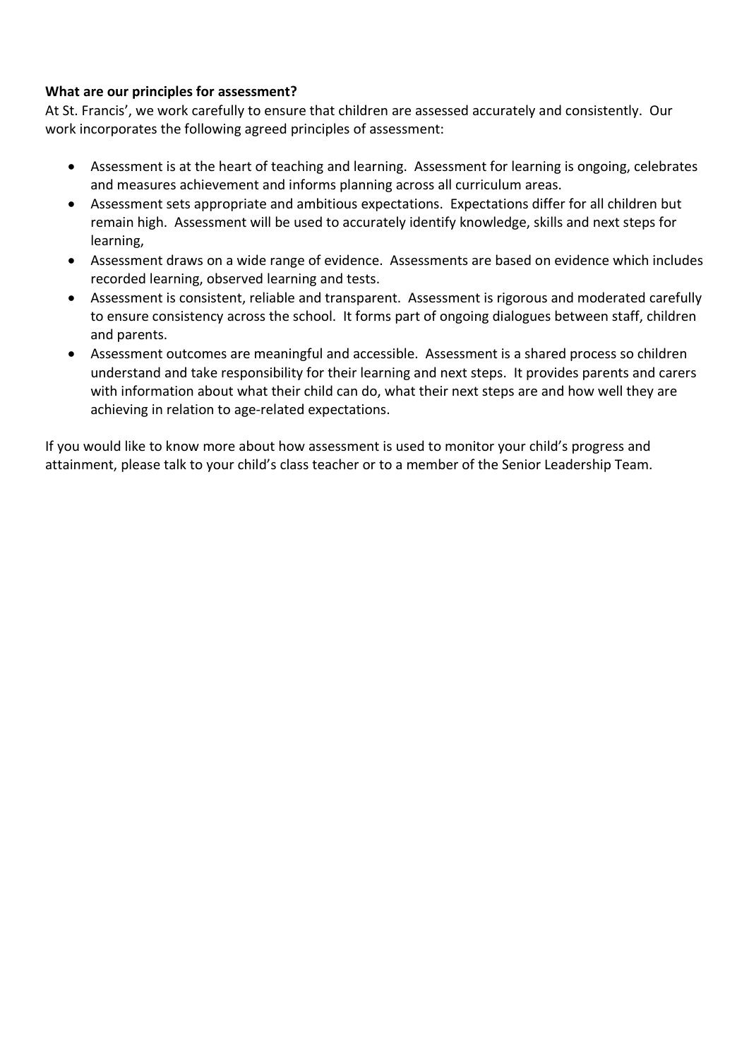**What are our principles for assessment?**

At St. Francis', we work carefully to ensure that children are assessed accurately and consistently. Our work incorporates the following agreed principles of assessment:

- Assessment is at the heart of teaching and learning. Assessment for learning is ongoing, celebrates and measures achievement and informs planning across all curriculum areas.
- Assessment sets appropriate and ambitious expectations. Expectations differ for all children but remain high. Assessment will be used to accurately identify knowledge, skills and next steps for learning,
- Assessment draws on a wide range of evidence. Assessments are based on evidence which includes recorded learning, observed learning and tests.
- Assessment is consistent, reliable and transparent. Assessment is rigorous and moderated carefully to ensure consistency across the school. It forms part of ongoing dialogues between staff, children and parents.
- Assessment outcomes are meaningful and accessible. Assessment is a shared process so children understand and take responsibility for their learning and next steps. It provides parents and carers with information about what their child can do, what their next steps are and how well they are achieving in relation to age-related expectations.

If you would like to know more about how assessment is used to monitor your child's progress and attainment, please talk to your child's class teacher or to a member of the Senior Leadership Team.